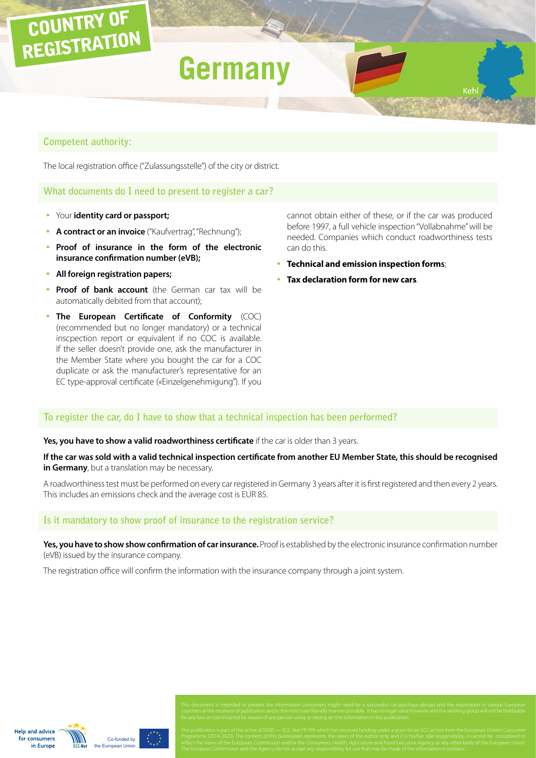COUNTRY OF REGISTRATION

# Germany

Kehl

## Competent authority:

The local registration office ("Zulassungsstelle") of the city or district.

## What documents do I need to present to register a car?

- Your **identity card or passport;**
- **A contract or an invoice** ("Kaufvertrag", "Rechnung");
- **Proof of insurance in the form of the electronic insurance confirmation number (eVB);**
- **All foreign registration papers;**
- **Proof of bank account** (the German car tax will be automatically debited from that account);
- **The European Certificate of Conformity** (COC) (recommended but no longer mandatory) or a technical inscpection report or equivalent if no COC is available. If the seller doesn't provide one, ask the manufacturer in the Member State where you bought the car for a COC duplicate or ask the manufacturer's representative for an EC type-approval certificate («Einzelgenehmigung"). If you cannot obtain either of these, or if the car was produced before 1997, a full vehicle inspection "Vollabnahme" will be needed. Companies which conduct roadworthiness tests can do this.
- **Technical and emission inspection forms**;
- **Tax declaration form for new cars**.

## To register the car, do I have to show that a technical inspection has been performed?

**Yes, you have to show a valid roadworthiness certificate** if the car is older than 3 years.

**If the car was sold with a valid technical inspection certificate from another EU Member State, this should be recognised in Germany**, but a translation may be necessary.

A roadworthiness test must be performed on every car registered in Germany 3 years after it is first registered and then every 2 years. This includes an emissions check and the average cost is EUR 85.

## Is it mandatory to show proof of insurance to the registration service?

**Yes, you have to show show confirmation of car insurance.** Proof is established by the electronic insurance confirmation number (eVB) issued by the insurance company.

The registration office will confirm the information with the insurance company through a joint system.

This document is intended to present the information consumers might need for a successful car purchase abroad and the registration in various European countries at the moment of publication and in the most user-friendly manner possible. It has no legal value however and the working group will not be held liable for any loss or cost incurred by reason of any person using or relying on the information in this publication.

This publication is part of the action 670505 — ECC-Net FR FPA which has received funding under a grant for an ECC action from the European Union's Consumer Programme (2014-2020). The content of this publication represents the views of the author only and it is his/her sole responsibility; it cannot be considered to reflect the views of the European Commission and/or the Consumers, Health, Agriculture and Food Executive Agency or any other body of the European Union. The European Commission and the Agency do not accept any responsibility for use that may be made of the information it contains.

Help and advice for consumers in Europe

ECC-Net

Co-funded by the European Union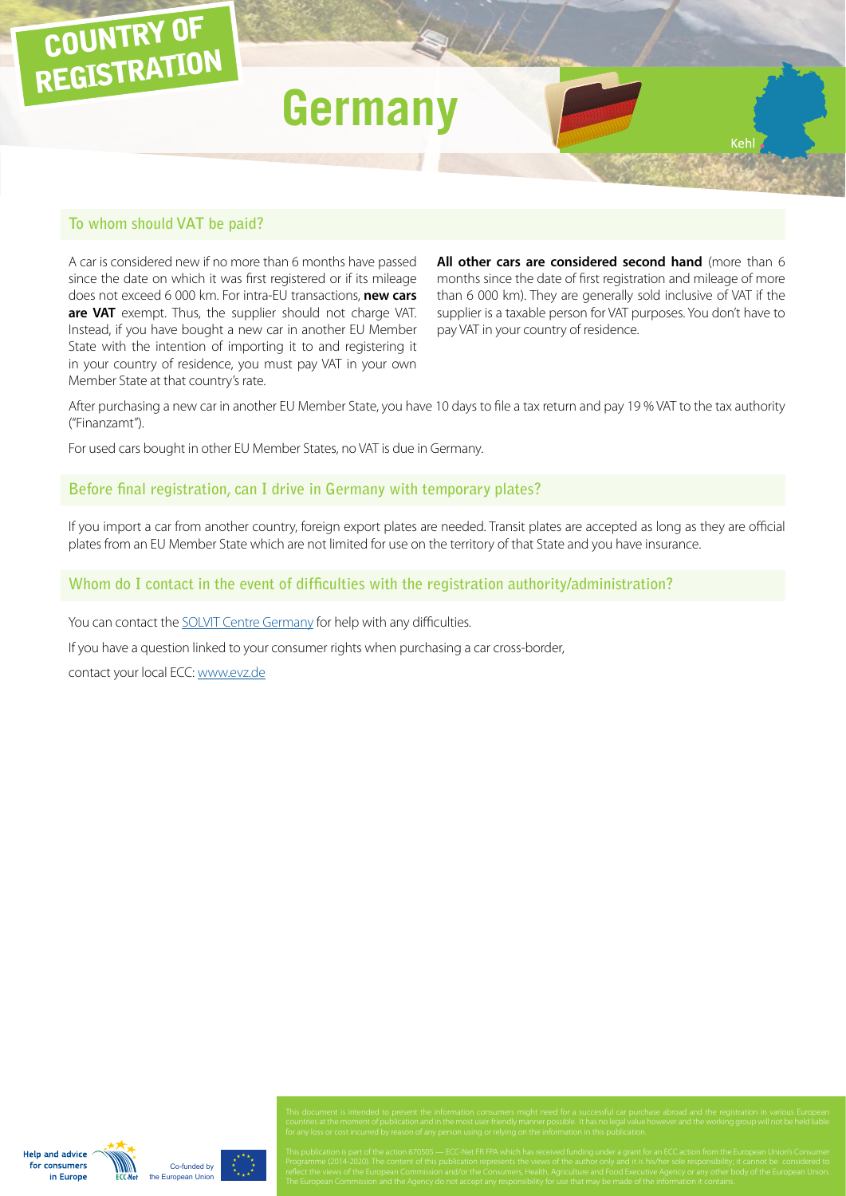COUNTRY OF REGISTRATION

# Germany

Kehl

## To whom should VAT be paid?

A car is considered new if no more than 6 months have passed since the date on which it was first registered or if its mileage does not exceed 6 000 km. For intra-EU transactions, **new cars are VAT** exempt. Thus, the supplier should not charge VAT. Instead, if you have bought a new car in another EU Member State with the intention of importing it to and registering it in your country of residence, you must pay VAT in your own Member State at that country's rate.

**All other cars are considered second hand** (more than 6 months since the date of first registration and mileage of more than 6 000 km). They are generally sold inclusive of VAT if the supplier is a taxable person for VAT purposes. You don't have to pay VAT in your country of residence.

After purchasing a new car in another EU Member State, you have 10 days to file a tax return and pay 19 % VAT to the tax authority ("Finanzamt").

For used cars bought in other EU Member States, no VAT is due in Germany.

## Before final registration, can I drive in Germany with temporary plates?

If you import a car from another country, foreign export plates are needed. Transit plates are accepted as long as they are official plates from an EU Member State which are not limited for use on the territory of that State and you have insurance.

## Whom do I contact in the event of difficulties with the registration authority/administration?

You can contact the SOLVIT Centre Germany for help with any difficulties.

If you have a question linked to your consumer rights when purchasing a car cross-border,

contact your local ECC: www.evz.de

This document is intended to present the information consumers might need for a successful car purchase abroad and the registration in various European countries at the moment of publication and in the most user-friendly manner possible. It has no legal value however and the working group will not be held liable for any loss or cost incurred by reason of any person using or relying on the information in this publication.

This publication is part of the action 670505 — ECC-Net FR FPA which has received funding under a grant for an ECC action from the European Union's Consumer Programme (2014-2020). The content of this publication represents the views of the author only and it is his/her sole responsibility; it cannot be considered to reflect the views of the European Commission and/or the Consumers, Health, Agriculture and Food Executive Agency or any other body of the European Union. The European Commission and the Agency do not accept any responsibility for use that may be made of the information it contains.

Help and advice for consumers in Europe

ECC-Net

Co-funded by the European Union